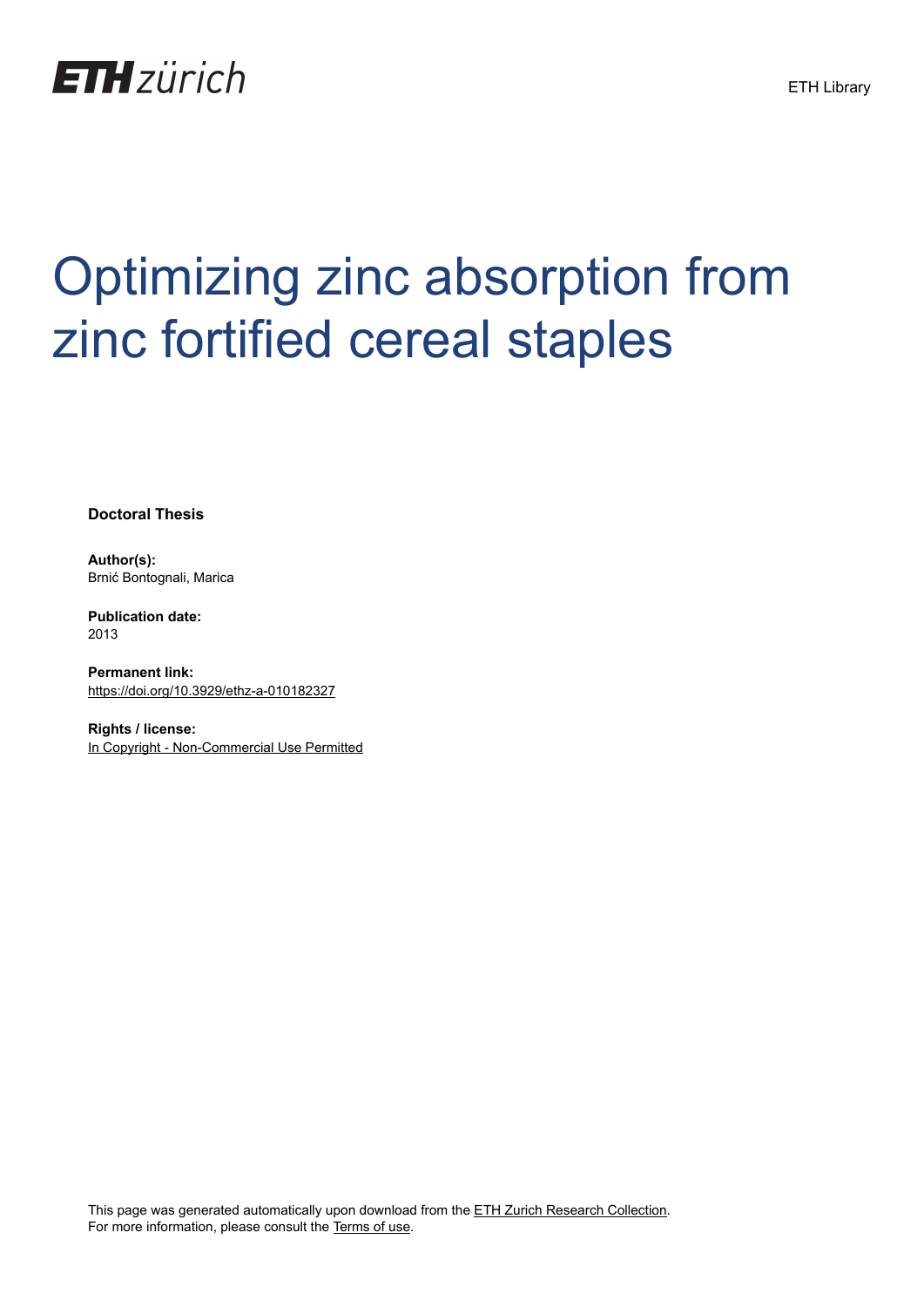ETH zürich

ETH Library

# Optimizing zinc absorption from zinc fortified cereal staples

**Doctoral Thesis**

**Author(s):**
Brnić Bontognali, Marica

**Publication date:**
2013

**Permanent link:**
https://doi.org/10.3929/ethz-a-010182327

**Rights / license:**
In Copyright - Non-Commercial Use Permitted

This page was generated automatically upon download from the ETH Zurich Research Collection.
For more information, please consult the Terms of use.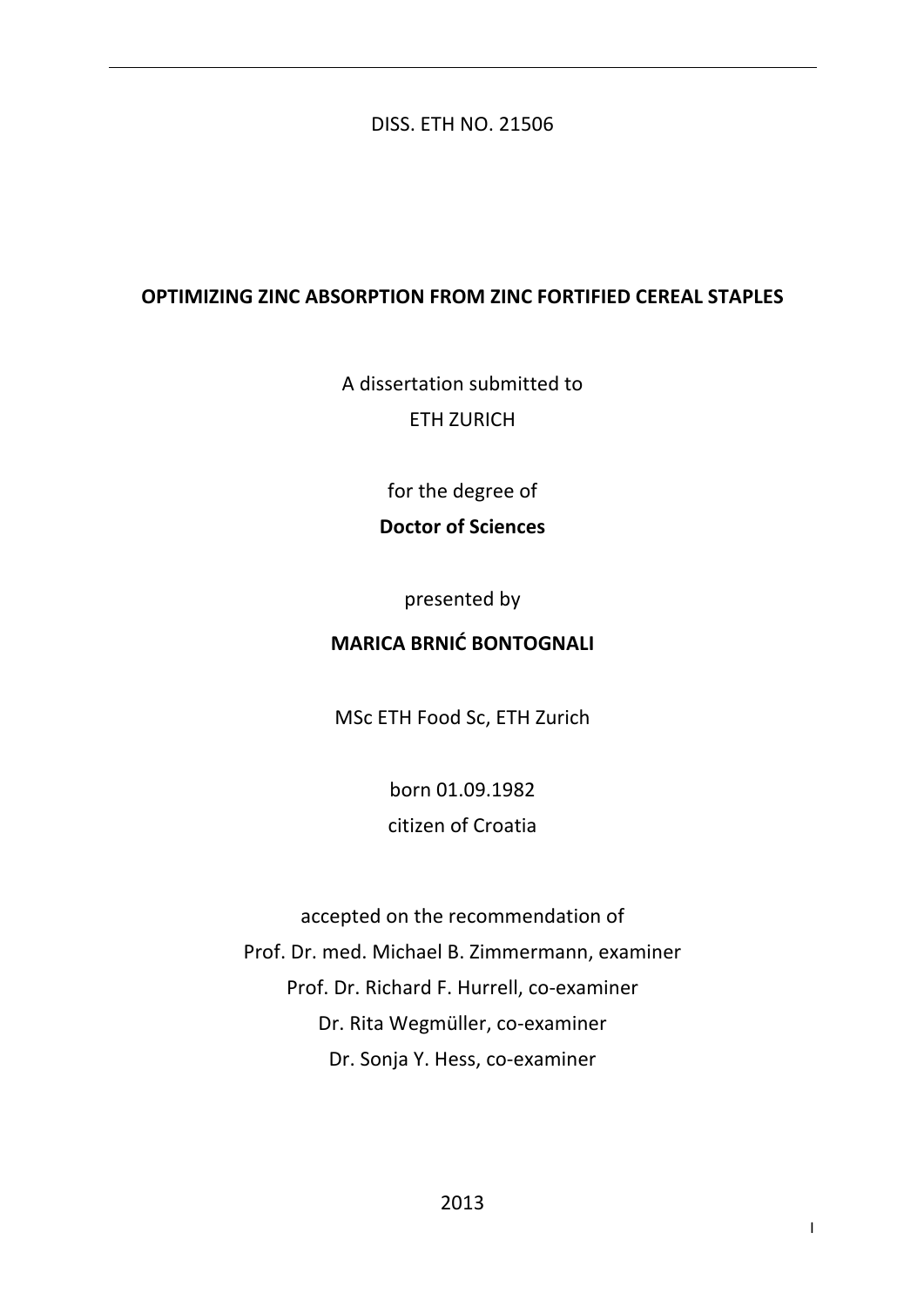DISS. ETH NO. 21506

# OPTIMIZING ZINC ABSORPTION FROM ZINC FORTIFIED CEREAL STAPLES

A dissertation submitted to

ETH ZURICH

for the degree of

**Doctor of Sciences**

presented by

**MARICA BRNIĆ BONTOGNALI**

MSc ETH Food Sc, ETH Zurich

born 01.09.1982

citizen of Croatia

accepted on the recommendation of

Prof. Dr. med. Michael B. Zimmermann, examiner

Prof. Dr. Richard F. Hurrell, co-examiner

Dr. Rita Wegmüller, co-examiner

Dr. Sonja Y. Hess, co-examiner

2013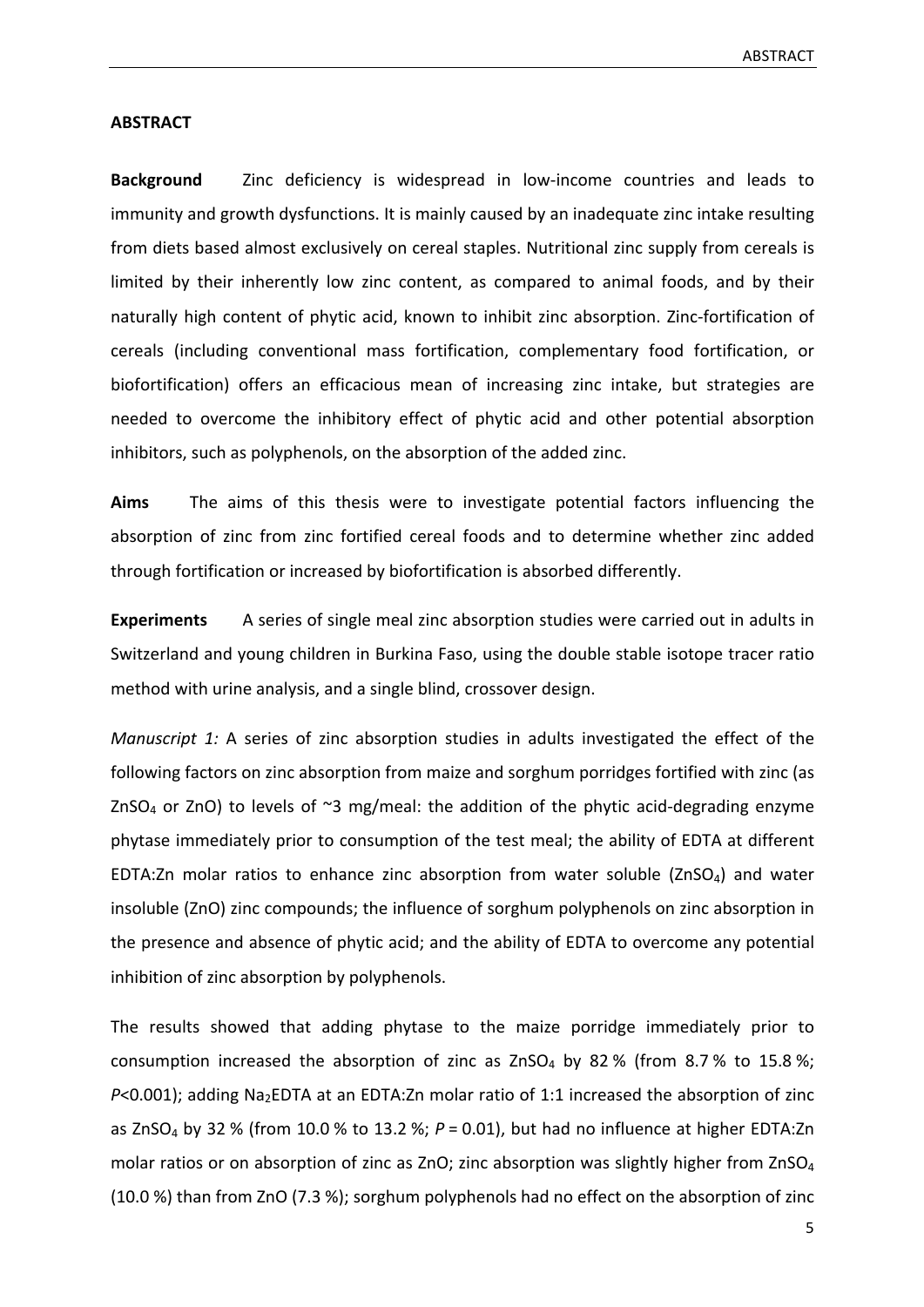## ABSTRACT

**Background** Zinc deficiency is widespread in low-income countries and leads to immunity and growth dysfunctions. It is mainly caused by an inadequate zinc intake resulting from diets based almost exclusively on cereal staples. Nutritional zinc supply from cereals is limited by their inherently low zinc content, as compared to animal foods, and by their naturally high content of phytic acid, known to inhibit zinc absorption. Zinc-fortification of cereals (including conventional mass fortification, complementary food fortification, or biofortification) offers an efficacious mean of increasing zinc intake, but strategies are needed to overcome the inhibitory effect of phytic acid and other potential absorption inhibitors, such as polyphenols, on the absorption of the added zinc.

**Aims** The aims of this thesis were to investigate potential factors influencing the absorption of zinc from zinc fortified cereal foods and to determine whether zinc added through fortification or increased by biofortification is absorbed differently.

**Experiments** A series of single meal zinc absorption studies were carried out in adults in Switzerland and young children in Burkina Faso, using the double stable isotope tracer ratio method with urine analysis, and a single blind, crossover design.

*Manuscript 1:* A series of zinc absorption studies in adults investigated the effect of the following factors on zinc absorption from maize and sorghum porridges fortified with zinc (as $ZnSO_4$ or ZnO) to levels of ~3 mg/meal: the addition of the phytic acid-degrading enzyme phytase immediately prior to consumption of the test meal; the ability of EDTA at different EDTA:Zn molar ratios to enhance zinc absorption from water soluble ($ZnSO_4$) and water insoluble (ZnO) zinc compounds; the influence of sorghum polyphenols on zinc absorption in the presence and absence of phytic acid; and the ability of EDTA to overcome any potential inhibition of zinc absorption by polyphenols.

The results showed that adding phytase to the maize porridge immediately prior to consumption increased the absorption of zinc as $ZnSO_4$ by 82 % (from 8.7 % to 15.8 %; $P<0.001$); adding $Na_2EDTA$ at an EDTA:Zn molar ratio of 1:1 increased the absorption of zinc as $ZnSO_4$ by 32 % (from 10.0 % to 13.2 %; $P = 0.01$), but had no influence at higher EDTA:Zn molar ratios or on absorption of zinc as ZnO; zinc absorption was slightly higher from $ZnSO_4$ (10.0 %) than from ZnO (7.3 %); sorghum polyphenols had no effect on the absorption of zinc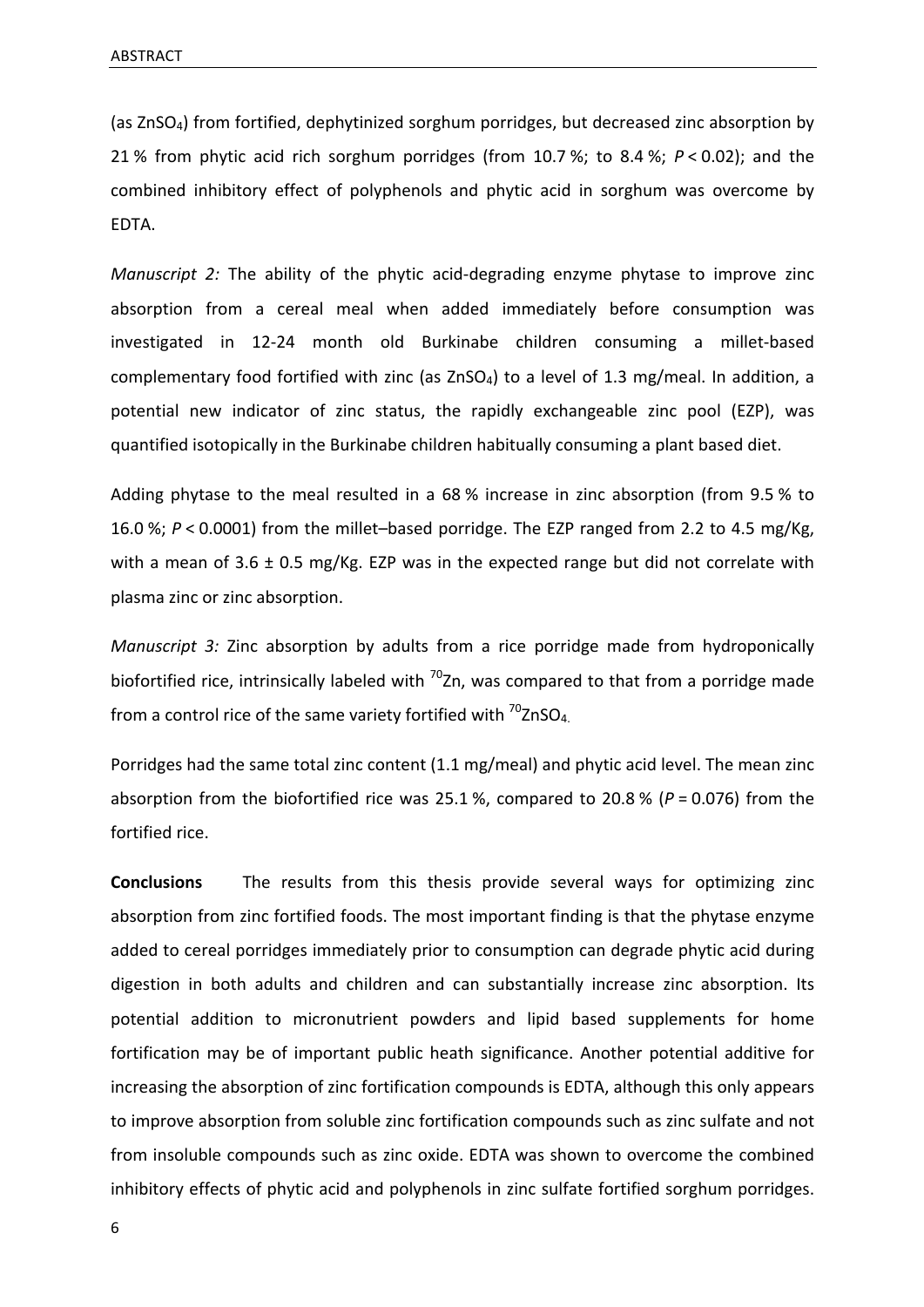(as $ZnSO_4$) from fortified, dephytinized sorghum porridges, but decreased zinc absorption by 21 % from phytic acid rich sorghum porridges (from 10.7 %; to 8.4 %; $P < 0.02$); and the combined inhibitory effect of polyphenols and phytic acid in sorghum was overcome by EDTA.

*Manuscript 2:* The ability of the phytic acid-degrading enzyme phytase to improve zinc absorption from a cereal meal when added immediately before consumption was investigated in 12-24 month old Burkinabe children consuming a millet-based complementary food fortified with zinc (as $ZnSO_4$) to a level of 1.3 mg/meal. In addition, a potential new indicator of zinc status, the rapidly exchangeable zinc pool (EZP), was quantified isotopically in the Burkinabe children habitually consuming a plant based diet.

Adding phytase to the meal resulted in a 68 % increase in zinc absorption (from 9.5 % to 16.0 %; $P < 0.0001$) from the millet–based porridge. The EZP ranged from 2.2 to 4.5 mg/Kg, with a mean of 3.6 ± 0.5 mg/Kg. EZP was in the expected range but did not correlate with plasma zinc or zinc absorption.

*Manuscript 3:* Zinc absorption by adults from a rice porridge made from hydroponically biofortified rice, intrinsically labeled with $^{70}Zn$, was compared to that from a porridge made from a control rice of the same variety fortified with $^{70}ZnSO_4$.

Porridges had the same total zinc content (1.1 mg/meal) and phytic acid level. The mean zinc absorption from the biofortified rice was 25.1 %, compared to 20.8 % ($P = 0.076$) from the fortified rice.

**Conclusions** The results from this thesis provide several ways for optimizing zinc absorption from zinc fortified foods. The most important finding is that the phytase enzyme added to cereal porridges immediately prior to consumption can degrade phytic acid during digestion in both adults and children and can substantially increase zinc absorption. Its potential addition to micronutrient powders and lipid based supplements for home fortification may be of important public heath significance. Another potential additive for increasing the absorption of zinc fortification compounds is EDTA, although this only appears to improve absorption from soluble zinc fortification compounds such as zinc sulfate and not from insoluble compounds such as zinc oxide. EDTA was shown to overcome the combined inhibitory effects of phytic acid and polyphenols in zinc sulfate fortified sorghum porridges.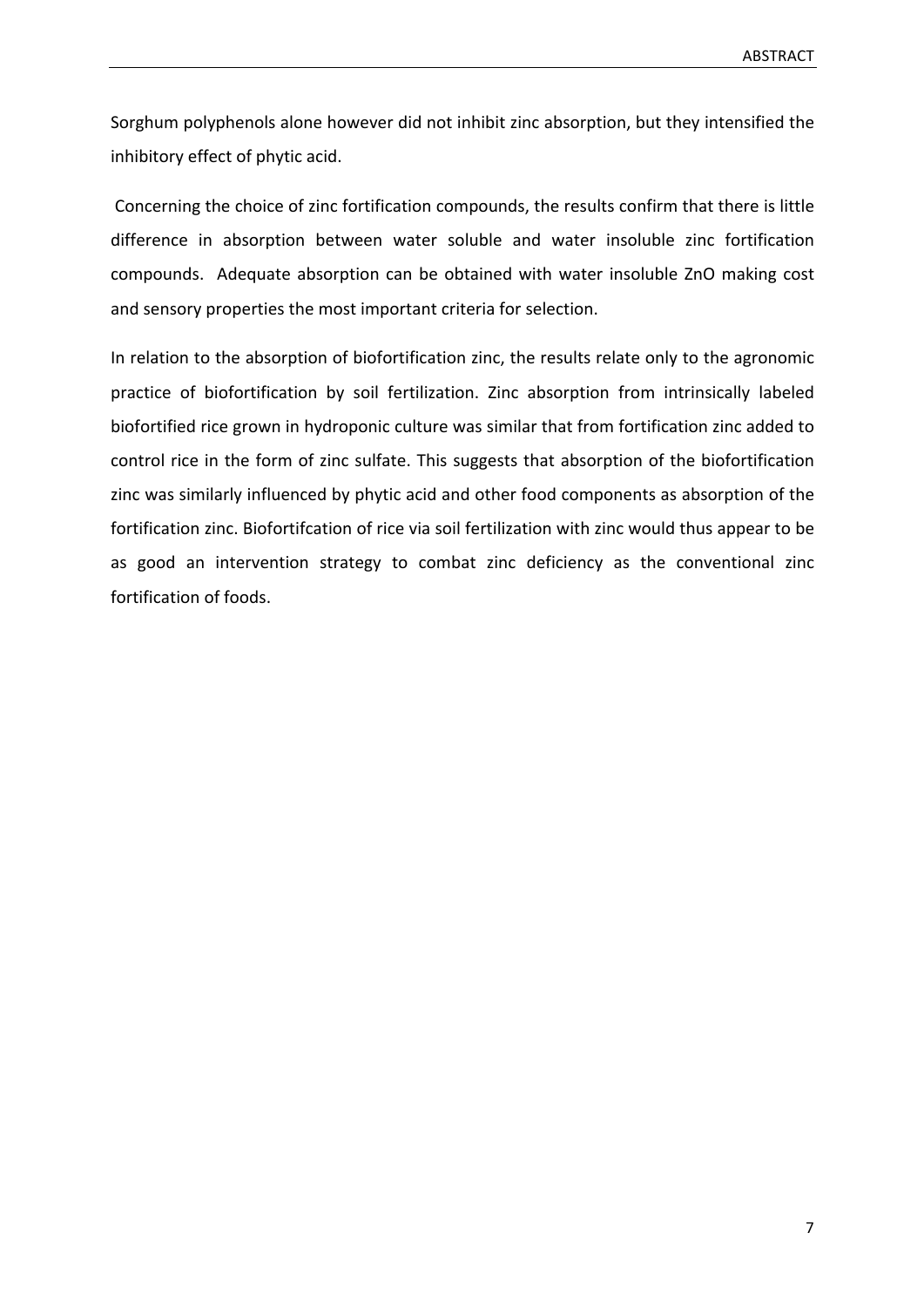Sorghum polyphenols alone however did not inhibit zinc absorption, but they intensified the inhibitory effect of phytic acid.

Concerning the choice of zinc fortification compounds, the results confirm that there is little difference in absorption between water soluble and water insoluble zinc fortification compounds. Adequate absorption can be obtained with water insoluble ZnO making cost and sensory properties the most important criteria for selection.

In relation to the absorption of biofortification zinc, the results relate only to the agronomic practice of biofortification by soil fertilization. Zinc absorption from intrinsically labeled biofortified rice grown in hydroponic culture was similar that from fortification zinc added to control rice in the form of zinc sulfate. This suggests that absorption of the biofortification zinc was similarly influenced by phytic acid and other food components as absorption of the fortification zinc. Biofortifcation of rice via soil fertilization with zinc would thus appear to be as good an intervention strategy to combat zinc deficiency as the conventional zinc fortification of foods.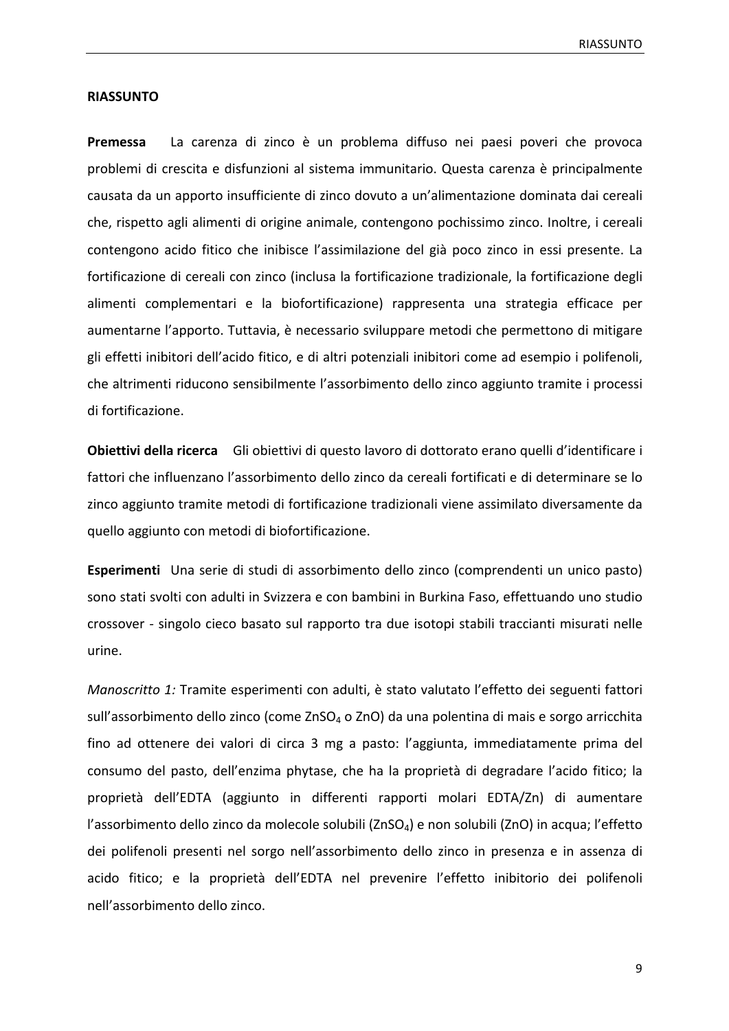## RIASSUNTO

**Premessa** La carenza di zinco è un problema diffuso nei paesi poveri che provoca problemi di crescita e disfunzioni al sistema immunitario. Questa carenza è principalmente causata da un apporto insufficiente di zinco dovuto a un'alimentazione dominata dai cereali che, rispetto agli alimenti di origine animale, contengono pochissimo zinco. Inoltre, i cereali contengono acido fitico che inibisce l'assimilazione del già poco zinco in essi presente. La fortificazione di cereali con zinco (inclusa la fortificazione tradizionale, la fortificazione degli alimenti complementari e la biofortificazione) rappresenta una strategia efficace per aumentarne l'apporto. Tuttavia, è necessario sviluppare metodi che permettono di mitigare gli effetti inibitori dell'acido fitico, e di altri potenziali inibitori come ad esempio i polifenoli, che altrimenti riducono sensibilmente l'assorbimento dello zinco aggiunto tramite i processi di fortificazione.

**Obiettivi della ricerca** Gli obiettivi di questo lavoro di dottorato erano quelli d'identificare i fattori che influenzano l'assorbimento dello zinco da cereali fortificati e di determinare se lo zinco aggiunto tramite metodi di fortificazione tradizionali viene assimilato diversamente da quello aggiunto con metodi di biofortificazione.

**Esperimenti** Una serie di studi di assorbimento dello zinco (comprendenti un unico pasto) sono stati svolti con adulti in Svizzera e con bambini in Burkina Faso, effettuando uno studio crossover - singolo cieco basato sul rapporto tra due isotopi stabili traccianti misurati nelle urine.

*Manoscritto 1:* Tramite esperimenti con adulti, è stato valutato l'effetto dei seguenti fattori sull'assorbimento dello zinco (come $ZnSO_4$ o $ZnO$) da una polentina di mais e sorgo arricchita fino ad ottenere dei valori di circa 3 mg a pasto: l'aggiunta, immediatamente prima del consumo del pasto, dell'enzima phytase, che ha la proprietà di degradare l'acido fitico; la proprietà dell'EDTA (aggiunto in differenti rapporti molari EDTA/Zn) di aumentare l'assorbimento dello zinco da molecole solubili ($ZnSO_4$) e non solubili ($ZnO$) in acqua; l'effetto dei polifenoli presenti nel sorgo nell'assorbimento dello zinco in presenza e in assenza di acido fitico; e la proprietà dell'EDTA nel prevenire l'effetto inibitorio dei polifenoli nell'assorbimento dello zinco.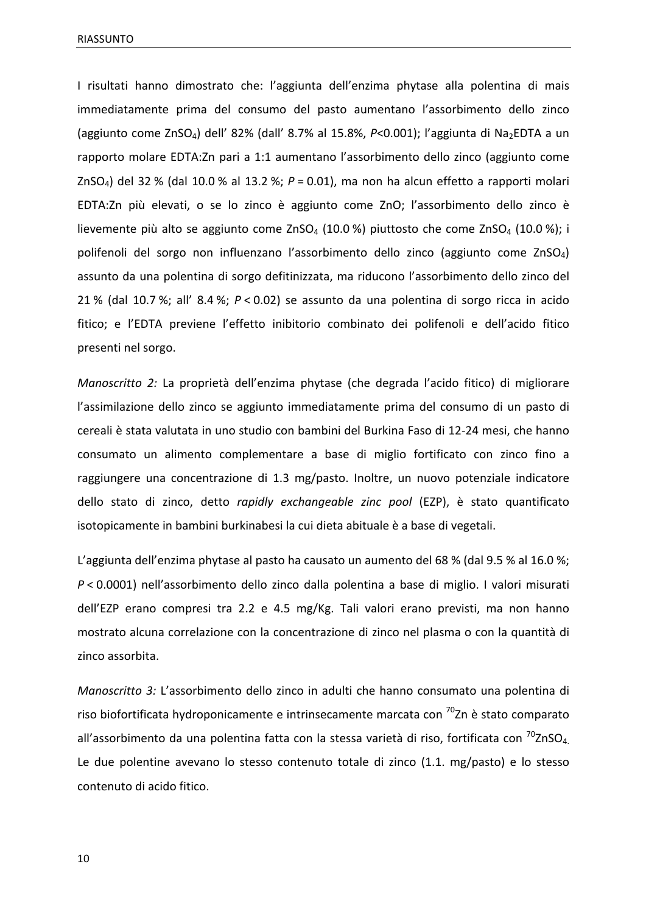I risultati hanno dimostrato che: l'aggiunta dell'enzima phytase alla polentina di mais immediatamente prima del consumo del pasto aumentano l'assorbimento dello zinco (aggiunto come $ZnSO_4$) dell' 82% (dall' 8.7% al 15.8%, $P$<0.001); l'aggiunta di $Na_2EDTA$ a un rapporto molare EDTA:Zn pari a 1:1 aumentano l'assorbimento dello zinco (aggiunto come $ZnSO_4$) del 32 % (dal 10.0 % al 13.2 %; $P$ = 0.01), ma non ha alcun effetto a rapporti molari EDTA:Zn più elevati, o se lo zinco è aggiunto come ZnO; l'assorbimento dello zinco è lievemente più alto se aggiunto come $ZnSO_4$ (10.0 %) piuttosto che come $ZnSO_4$ (10.0 %); i polifenoli del sorgo non influenzano l'assorbimento dello zinco (aggiunto come $ZnSO_4$) assunto da una polentina di sorgo defitinizzata, ma riducono l'assorbimento dello zinco del 21 % (dal 10.7 %; all' 8.4 %; $P$ < 0.02) se assunto da una polentina di sorgo ricca in acido fitico; e l'EDTA previene l'effetto inibitorio combinato dei polifenoli e dell'acido fitico presenti nel sorgo.

*Manoscritto 2:* La proprietà dell'enzima phytase (che degrada l'acido fitico) di migliorare l'assimilazione dello zinco se aggiunto immediatamente prima del consumo di un pasto di cereali è stata valutata in uno studio con bambini del Burkina Faso di 12-24 mesi, che hanno consumato un alimento complementare a base di miglio fortificato con zinco fino a raggiungere una concentrazione di 1.3 mg/pasto. Inoltre, un nuovo potenziale indicatore dello stato di zinco, detto *rapidly exchangeable zinc pool* (EZP), è stato quantificato isotopicamente in bambini burkinabesi la cui dieta abituale è a base di vegetali.

L'aggiunta dell'enzima phytase al pasto ha causato un aumento del 68 % (dal 9.5 % al 16.0 %; $P$ < 0.0001) nell'assorbimento dello zinco dalla polentina a base di miglio. I valori misurati dell'EZP erano compresi tra 2.2 e 4.5 mg/Kg. Tali valori erano previsti, ma non hanno mostrato alcuna correlazione con la concentrazione di zinco nel plasma o con la quantità di zinco assorbita.

*Manoscritto 3:* L'assorbimento dello zinco in adulti che hanno consumato una polentina di riso biofortificata hydroponicamente e intrinsecamente marcata con $^{70}Zn$ è stato comparato all'assorbimento da una polentina fatta con la stessa varietà di riso, fortificata con $^{70}ZnSO_4$. Le due polentine avevano lo stesso contenuto totale di zinco (1.1. mg/pasto) e lo stesso contenuto di acido fitico.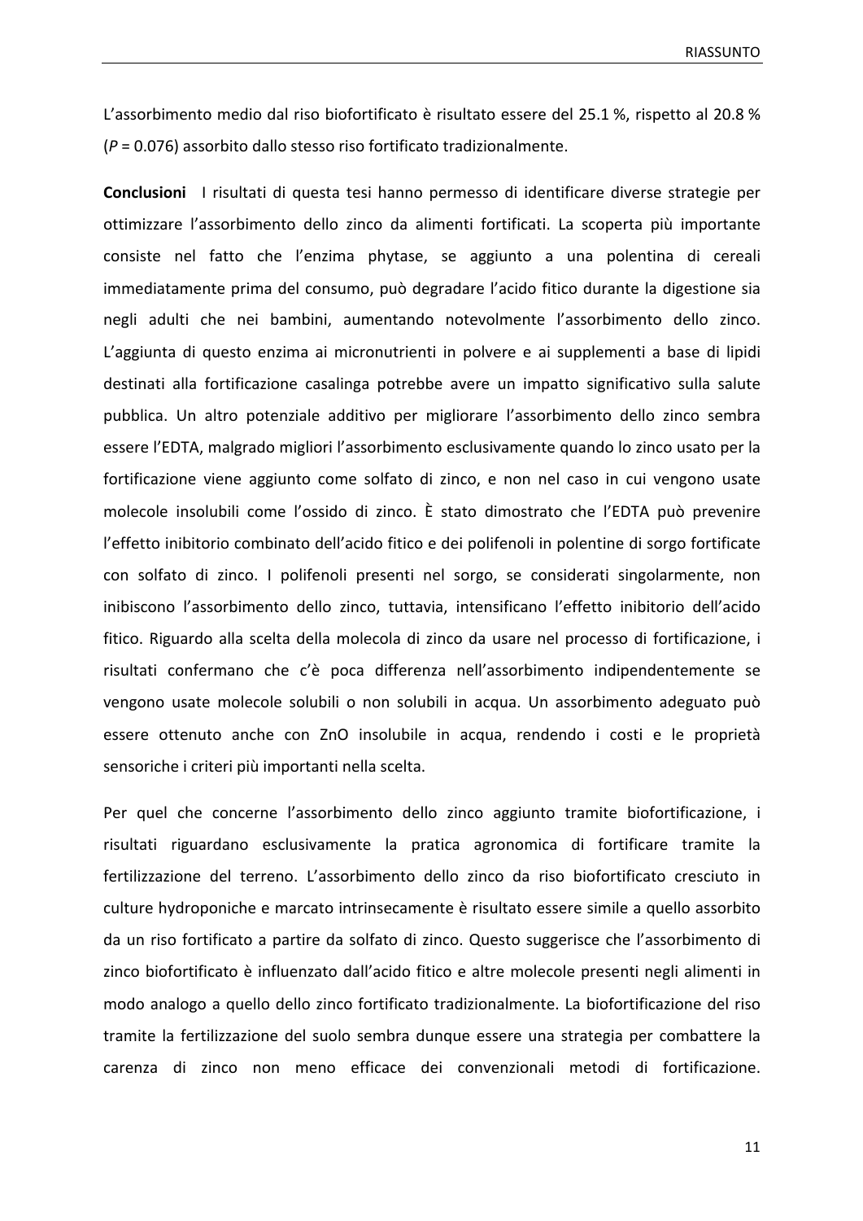L'assorbimento medio dal riso biofortificato è risultato essere del 25.1 %, rispetto al 20.8 % ($P = 0.076$) assorbito dallo stesso riso fortificato tradizionalmente.

**Conclusioni** I risultati di questa tesi hanno permesso di identificare diverse strategie per ottimizzare l'assorbimento dello zinco da alimenti fortificati. La scoperta più importante consiste nel fatto che l'enzima phytase, se aggiunto a una polentina di cereali immediatamente prima del consumo, può degradare l'acido fitico durante la digestione sia negli adulti che nei bambini, aumentando notevolmente l'assorbimento dello zinco. L'aggiunta di questo enzima ai micronutrienti in polvere e ai supplementi a base di lipidi destinati alla fortificazione casalinga potrebbe avere un impatto significativo sulla salute pubblica. Un altro potenziale additivo per migliorare l'assorbimento dello zinco sembra essere l'EDTA, malgrado migliori l'assorbimento esclusivamente quando lo zinco usato per la fortificazione viene aggiunto come solfato di zinco, e non nel caso in cui vengono usate molecole insolubili come l'ossido di zinco. È stato dimostrato che l'EDTA può prevenire l'effetto inibitorio combinato dell'acido fitico e dei polifenoli in polentine di sorgo fortificate con solfato di zinco. I polifenoli presenti nel sorgo, se considerati singolarmente, non inibiscono l'assorbimento dello zinco, tuttavia, intensificano l'effetto inibitorio dell'acido fitico. Riguardo alla scelta della molecola di zinco da usare nel processo di fortificazione, i risultati confermano che c'è poca differenza nell'assorbimento indipendentemente se vengono usate molecole solubili o non solubili in acqua. Un assorbimento adeguato può essere ottenuto anche con ZnO insolubile in acqua, rendendo i costi e le proprietà sensoriche i criteri più importanti nella scelta.

Per quel che concerne l'assorbimento dello zinco aggiunto tramite biofortificazione, i risultati riguardano esclusivamente la pratica agronomica di fortificare tramite la fertilizzazione del terreno. L'assorbimento dello zinco da riso biofortificato cresciuto in culture hydroponiche e marcato intrinsecamente è risultato essere simile a quello assorbito da un riso fortificato a partire da solfato di zinco. Questo suggerisce che l'assorbimento di zinco biofortificato è influenzato dall'acido fitico e altre molecole presenti negli alimenti in modo analogo a quello dello zinco fortificato tradizionalmente. La biofortificazione del riso tramite la fertilizzazione del suolo sembra dunque essere una strategia per combattere la carenza di zinco non meno efficace dei convenzionali metodi di fortificazione.